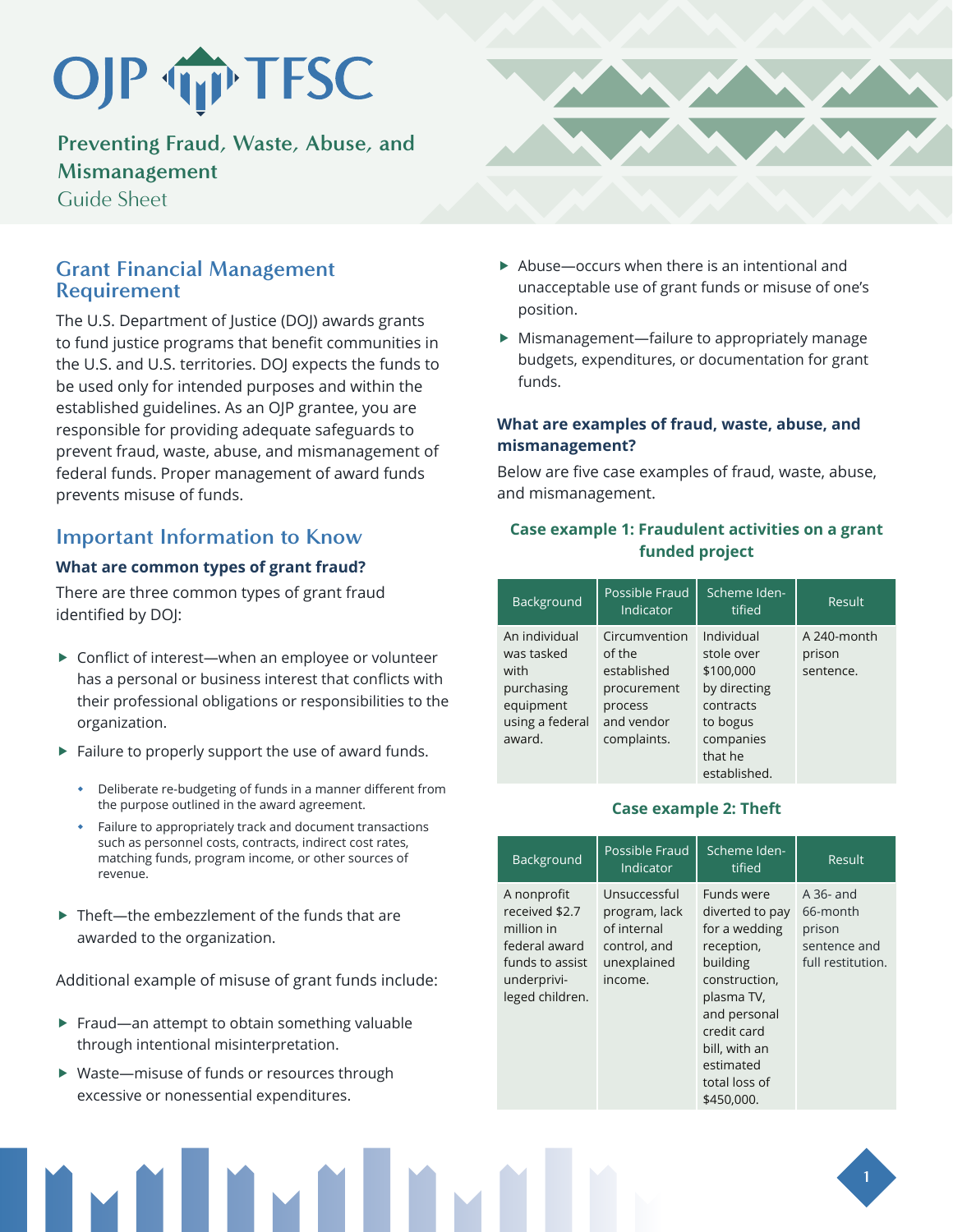# OJP TFSC

## Preventing Fraud, Waste, Abuse, and Mismanagement

Guide Sheet

## Grant Financial Management Requirement

The U.S. Department of Justice (DOJ) awards grants to fund justice programs that benefit communities in the U.S. and U.S. territories. DOJ expects the funds to be used only for intended purposes and within the established guidelines. As an OJP grantee, you are responsible for providing adequate safeguards to prevent fraud, waste, abuse, and mismanagement of federal funds. Proper management of award funds prevents misuse of funds.

## Important Information to Know

### What are common types of grant fraud?

There are three common types of grant fraud identified by DOJ:

- Conflict of interest—when an employee or volunteer has a personal or business interest that conflicts with their professional obligations or responsibilities to the organization.
- Failure to properly support the use of award funds.
  - Deliberate re-budgeting of funds in a manner different from the purpose outlined in the award agreement.
  - Failure to appropriately track and document transactions such as personnel costs, contracts, indirect cost rates, matching funds, program income, or other sources of revenue.
- Theft—the embezzlement of the funds that are awarded to the organization.

Additional example of misuse of grant funds include:

- Fraud—an attempt to obtain something valuable through intentional misinterpretation.
- Waste—misuse of funds or resources through excessive or nonessential expenditures.
- Abuse—occurs when there is an intentional and unacceptable use of grant funds or misuse of one's position.
- Mismanagement—failure to appropriately manage budgets, expenditures, or documentation for grant funds.

### What are examples of fraud, waste, abuse, and mismanagement?

Below are five case examples of fraud, waste, abuse, and mismanagement.

#### Case example 1: Fraudulent activities on a grant funded project

| Background | Possible Fraud Indicator | Scheme Identified | Result |
|---|---|---|---|
| An individual was tasked with purchasing equipment using a federal award. | Circumvention of the established procurement process and vendor complaints. | Individual stole over $100,000 by directing contracts to bogus companies that he established. | A 240-month prison sentence. |

#### Case example 2: Theft

| Background | Possible Fraud Indicator | Scheme Identified | Result |
|---|---|---|---|
| A nonprofit received $2.7 million in federal award funds to assist underprivileged children. | Unsuccessful program, lack of internal control, and unexplained income. | Funds were diverted to pay for a wedding reception, building construction, plasma TV, and personal credit card bill, with an estimated total loss of $450,000. | A 36- and 66-month prison sentence and full restitution. |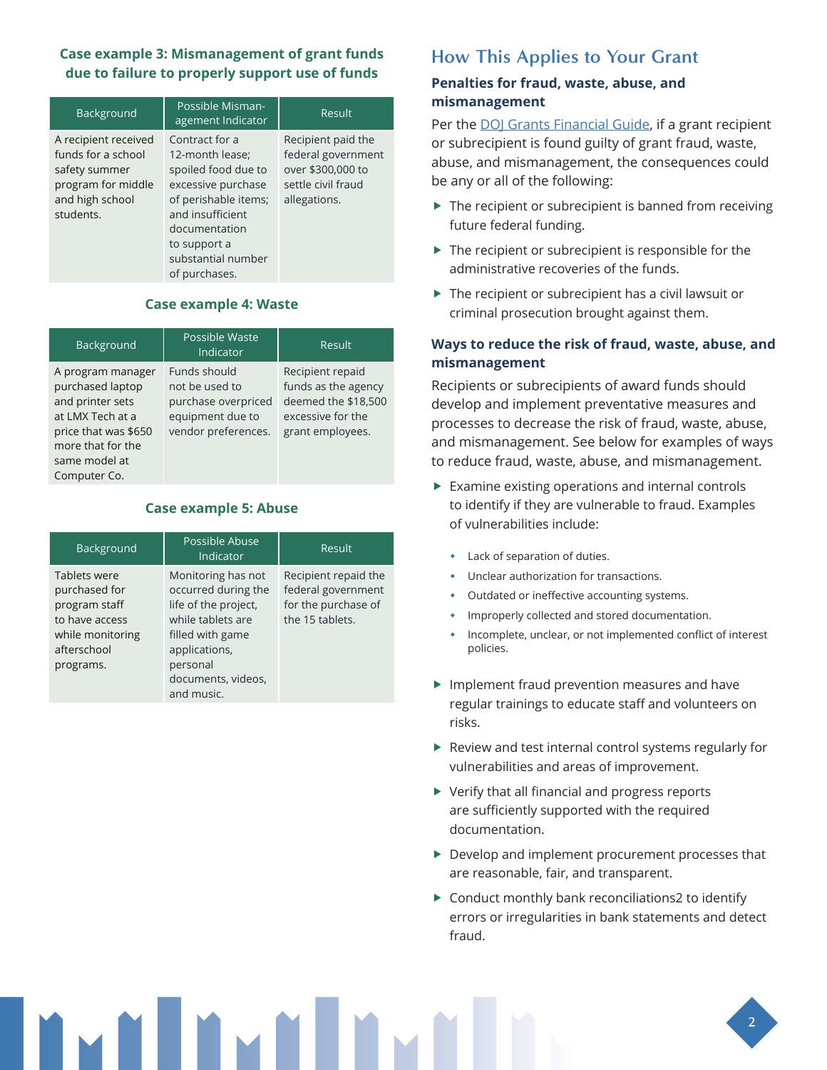### Case example 3: Mismanagement of grant funds due to failure to properly support use of funds

| Background | Possible Mismanagement Indicator | Result |
|---|---|---|
| A recipient received funds for a school safety summer program for middle and high school students. | Contract for a 12-month lease; spoiled food due to excessive purchase of perishable items; and insufficient documentation to support a substantial number of purchases. | Recipient paid the federal government over $300,000 to settle civil fraud allegations. |

### Case example 4: Waste

| Background | Possible Waste Indicator | Result |
|---|---|---|
| A program manager purchased laptop and printer sets at LMX Tech at a price that was $650 more that for the same model at Computer Co. | Funds should not be used to purchase overpriced equipment due to vendor preferences. | Recipient repaid funds as the agency deemed the $18,500 excessive for the grant employees. |

### Case example 5: Abuse

| Background | Possible Abuse Indicator | Result |
|---|---|---|
| Tablets were purchased for program staff to have access while monitoring afterschool programs. | Monitoring has not occurred during the life of the project, while tablets are filled with game applications, personal documents, videos, and music. | Recipient repaid the federal government for the purchase of the 15 tablets. |

## How This Applies to Your Grant

### Penalties for fraud, waste, abuse, and mismanagement

Per the DOJ Grants Financial Guide, if a grant recipient or subrecipient is found guilty of grant fraud, waste, abuse, and mismanagement, the consequences could be any or all of the following:

- The recipient or subrecipient is banned from receiving future federal funding.
- The recipient or subrecipient is responsible for the administrative recoveries of the funds.
- The recipient or subrecipient has a civil lawsuit or criminal prosecution brought against them.

### Ways to reduce the risk of fraud, waste, abuse, and mismanagement

Recipients or subrecipients of award funds should develop and implement preventative measures and processes to decrease the risk of fraud, waste, abuse, and mismanagement. See below for examples of ways to reduce fraud, waste, abuse, and mismanagement.

- Examine existing operations and internal controls to identify if they are vulnerable to fraud. Examples of vulnerabilities include:
  - Lack of separation of duties.
  - Unclear authorization for transactions.
  - Outdated or ineffective accounting systems.
  - Improperly collected and stored documentation.
  - Incomplete, unclear, or not implemented conflict of interest policies.
- Implement fraud prevention measures and have regular trainings to educate staff and volunteers on risks.
- Review and test internal control systems regularly for vulnerabilities and areas of improvement.
- Verify that all financial and progress reports are sufficiently supported with the required documentation.
- Develop and implement procurement processes that are reasonable, fair, and transparent.
- Conduct monthly bank reconciliations[2] to identify errors or irregularities in bank statements and detect fraud.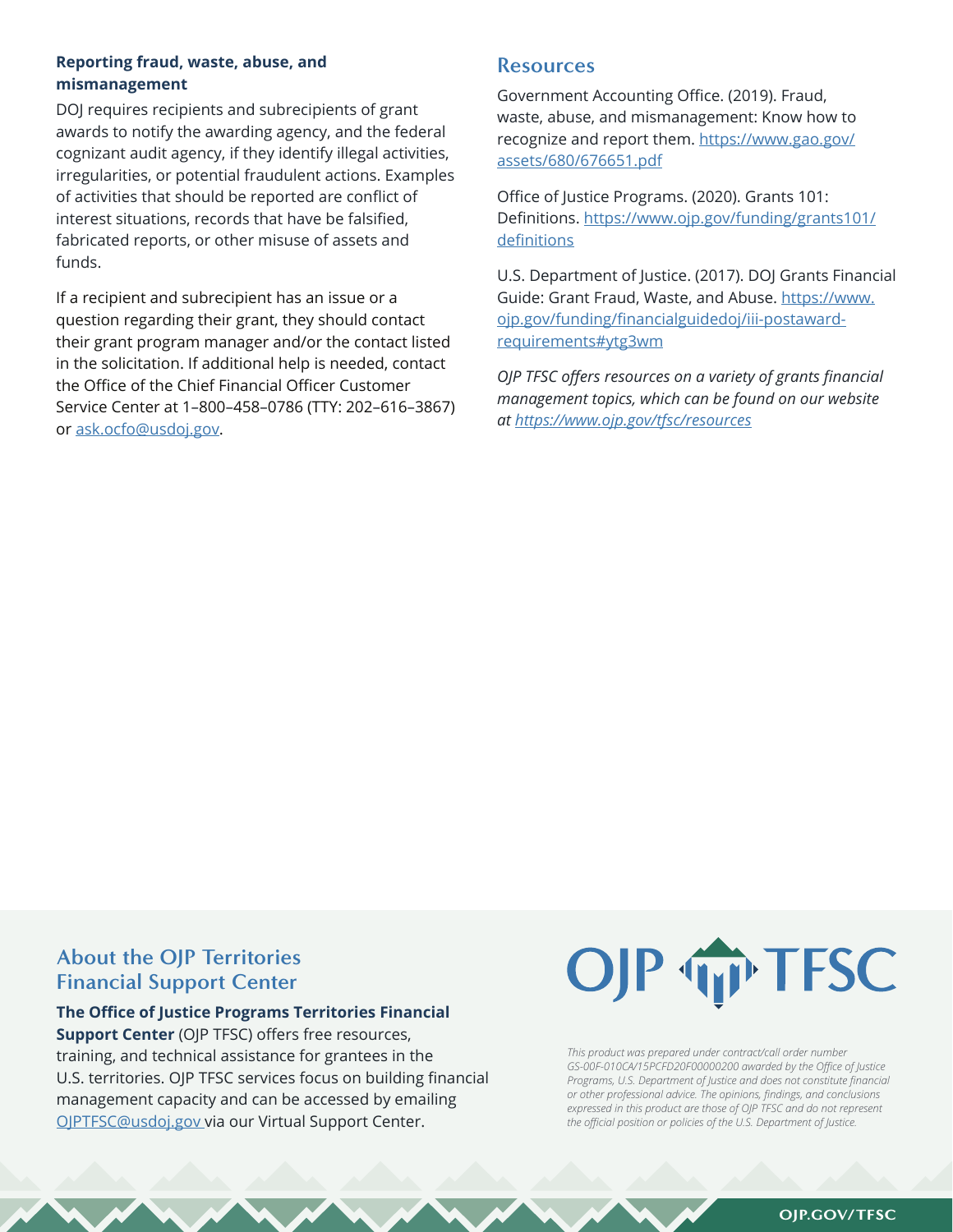### Reporting fraud, waste, abuse, and mismanagement

DOJ requires recipients and subrecipients of grant awards to notify the awarding agency, and the federal cognizant audit agency, if they identify illegal activities, irregularities, or potential fraudulent actions. Examples of activities that should be reported are conflict of interest situations, records that have be falsified, fabricated reports, or other misuse of assets and funds.

If a recipient and subrecipient has an issue or a question regarding their grant, they should contact their grant program manager and/or the contact listed in the solicitation. If additional help is needed, contact the Office of the Chief Financial Officer Customer Service Center at 1–800–458–0786 (TTY: 202–616–3867) or [ask.ocfo@usdoj.gov](mailto:ask.ocfo@usdoj.gov).

## Resources

Government Accounting Office. (2019). Fraud, waste, abuse, and mismanagement: Know how to recognize and report them. [https://www.gao.gov/assets/680/676651.pdf](https://www.gao.gov/assets/680/676651.pdf)

Office of Justice Programs. (2020). Grants 101: Definitions. [https://www.ojp.gov/funding/grants101/definitions](https://www.ojp.gov/funding/grants101/definitions)

U.S. Department of Justice. (2017). DOJ Grants Financial Guide: Grant Fraud, Waste, and Abuse. [https://www.ojp.gov/funding/financialguidedoj/iii-postaward-requirements#ytg3wm](https://www.ojp.gov/funding/financialguidedoj/iii-postaward-requirements#ytg3wm)

*OJP TFSC offers resources on a variety of grants financial management topics, which can be found on our website at [https://www.ojp.gov/tfsc/resources](https://www.ojp.gov/tfsc/resources)*

## About the OJP Territories Financial Support Center

**The Office of Justice Programs Territories Financial Support Center** (OJP TFSC) offers free resources, training, and technical assistance for grantees in the U.S. territories. OJP TFSC services focus on building financial management capacity and can be accessed by emailing [OJPTFSC@usdoj.gov](mailto:OJPTFSC@usdoj.gov) via our Virtual Support Center.

OJP TFSC

*This product was prepared under contract/call order number GS-00F-010CA/15PCFD20F00000200 awarded by the Office of Justice Programs, U.S. Department of Justice and does not constitute financial or other professional advice. The opinions, findings, and conclusions expressed in this product are those of OJP TFSC and do not represent the official position or policies of the U.S. Department of Justice.*

OJP.GOV/TFSC